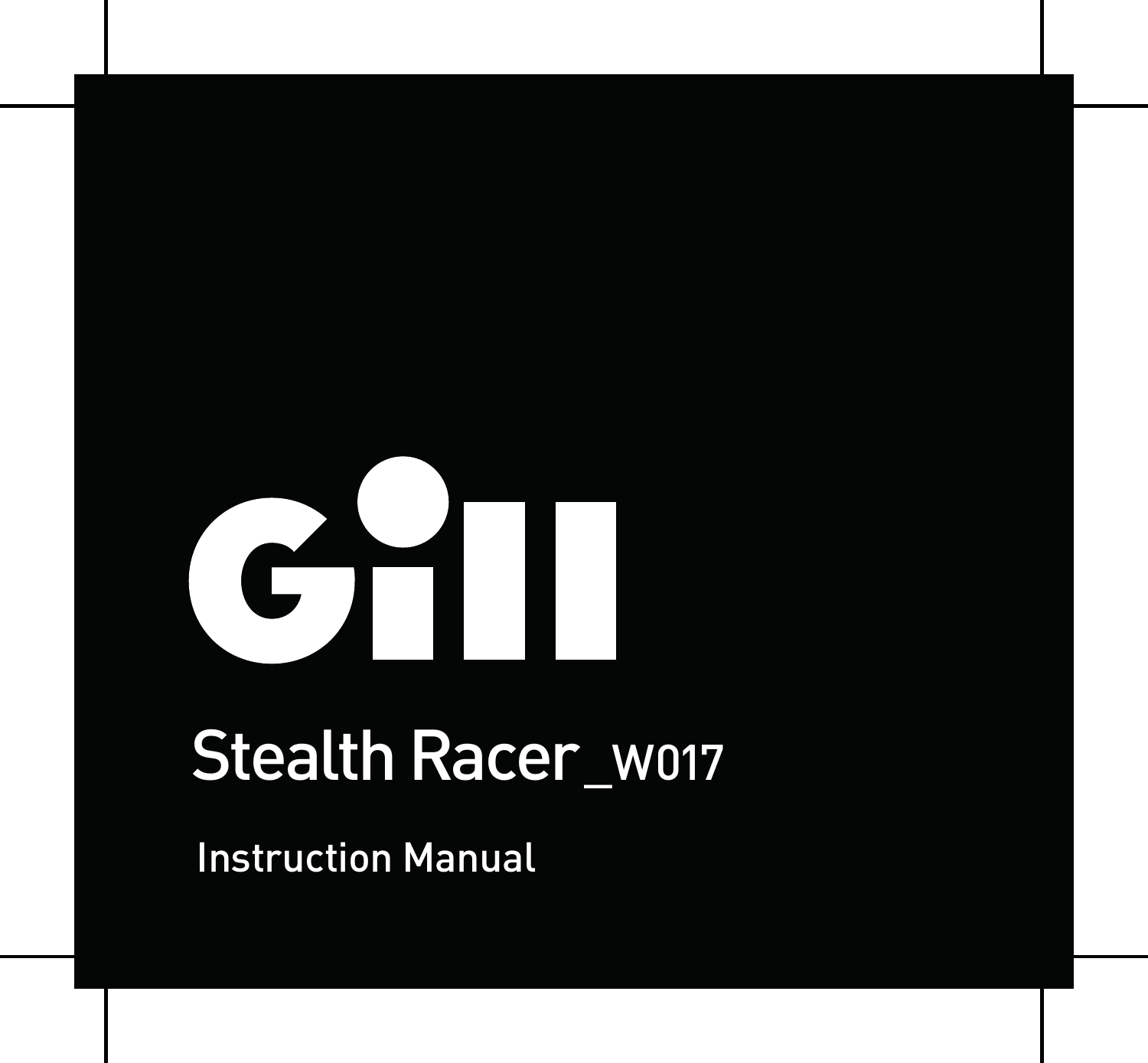# Gill

## Stealth Racer_W017

Instruction Manual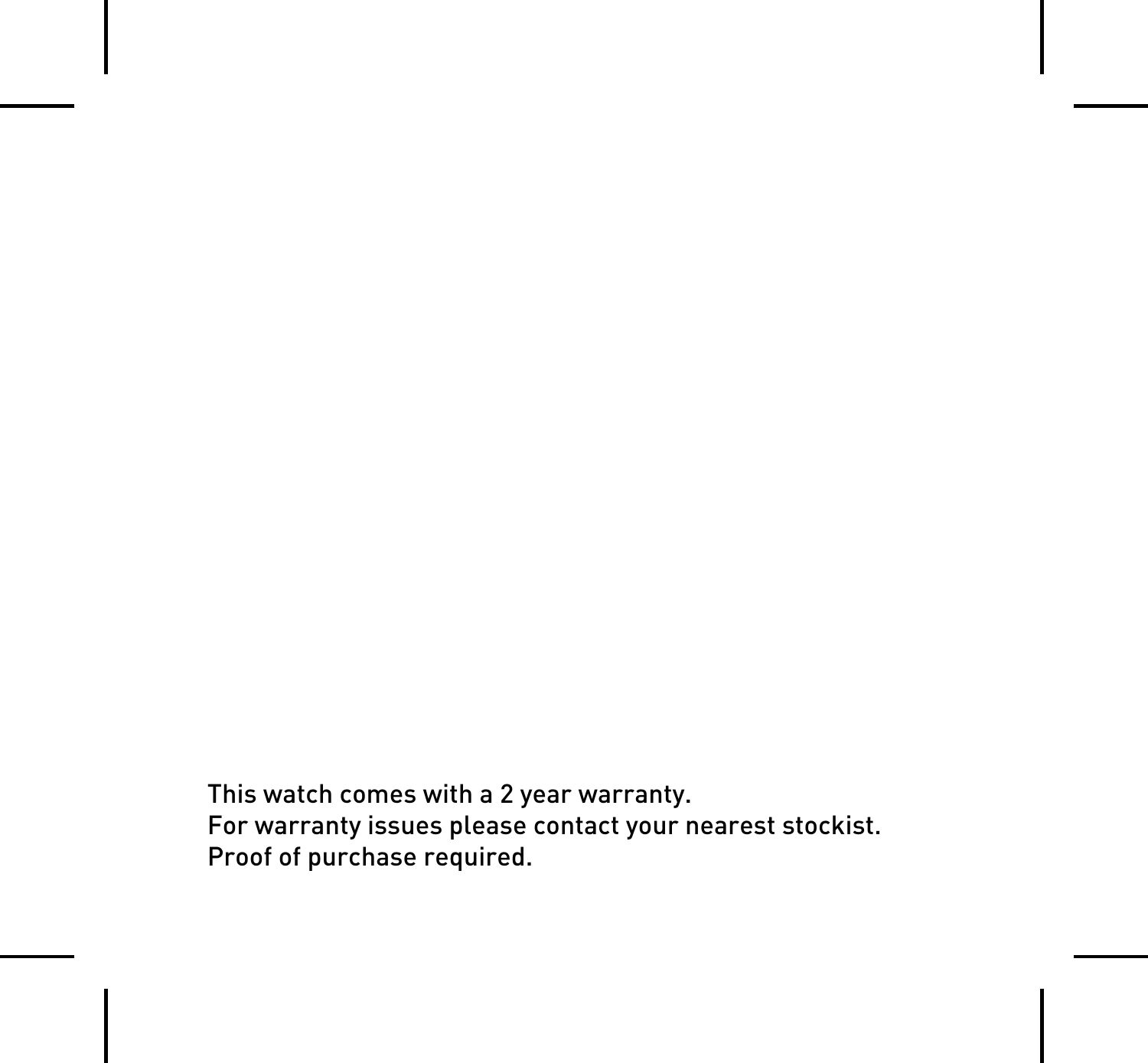This watch comes with a 2 year warranty.
For warranty issues please contact your nearest stockist.
Proof of purchase required.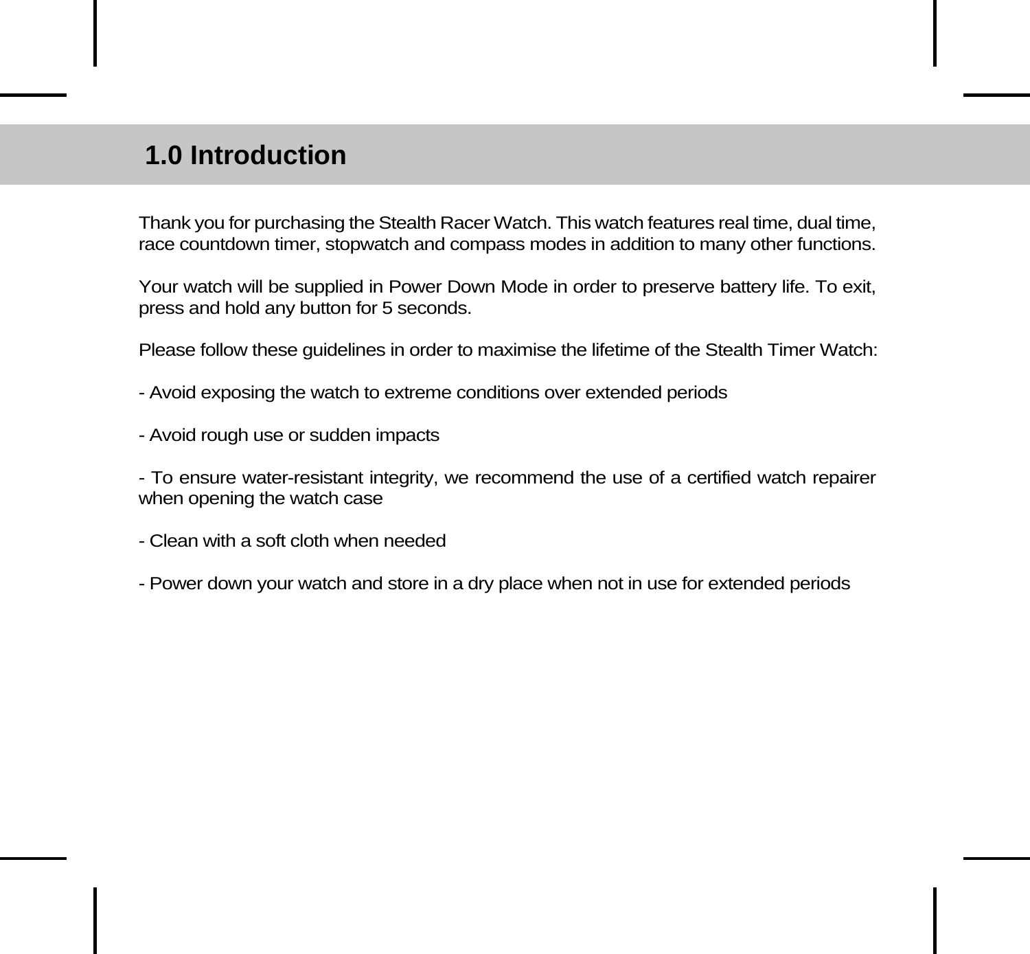# 1.0 Introduction

Thank you for purchasing the Stealth Racer Watch. This watch features real time, dual time, race countdown timer, stopwatch and compass modes in addition to many other functions.

Your watch will be supplied in Power Down Mode in order to preserve battery life. To exit, press and hold any button for 5 seconds.

Please follow these guidelines in order to maximise the lifetime of the Stealth Timer Watch:

- Avoid exposing the watch to extreme conditions over extended periods

- Avoid rough use or sudden impacts

- To ensure water-resistant integrity, we recommend the use of a certified watch repairer when opening the watch case

- Clean with a soft cloth when needed

- Power down your watch and store in a dry place when not in use for extended periods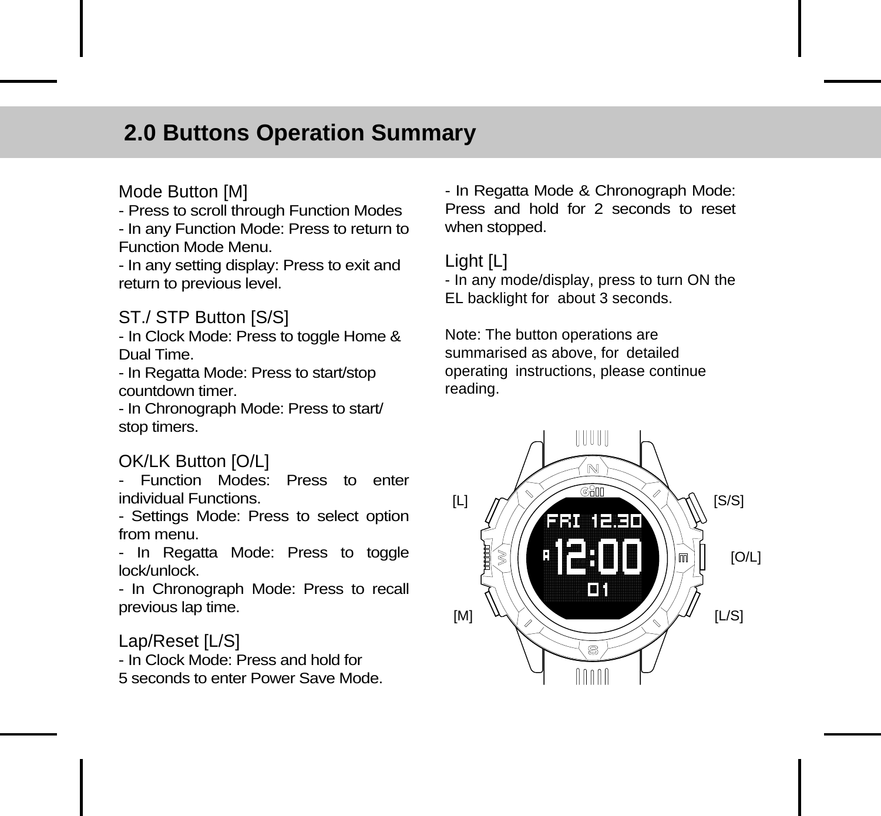## 2.0 Buttons Operation Summary

### Mode Button [M]

- Press to scroll through Function Modes
- In any Function Mode: Press to return to Function Mode Menu.
- In any setting display: Press to exit and return to previous level.

### ST./ STP Button [S/S]

- In Clock Mode: Press to toggle Home & Dual Time.
- In Regatta Mode: Press to start/stop countdown timer.
- In Chronograph Mode: Press to start/ stop timers.

### OK/LK Button [O/L]

- Function Modes: Press to enter individual Functions.
- Settings Mode: Press to select option from menu.
- In Regatta Mode: Press to toggle lock/unlock.
- In Chronograph Mode: Press to recall previous lap time.

### Lap/Reset [L/S]

- In Clock Mode: Press and hold for 5 seconds to enter Power Save Mode.
- In Regatta Mode & Chronograph Mode: Press and hold for 2 seconds to reset when stopped.

### Light [L]

- In any mode/display, press to turn ON the EL backlight for about 3 seconds.

Note: The button operations are summarised as above, for detailed operating instructions, please continue reading.

[L] [S/S] [O/L] [M] [L/S]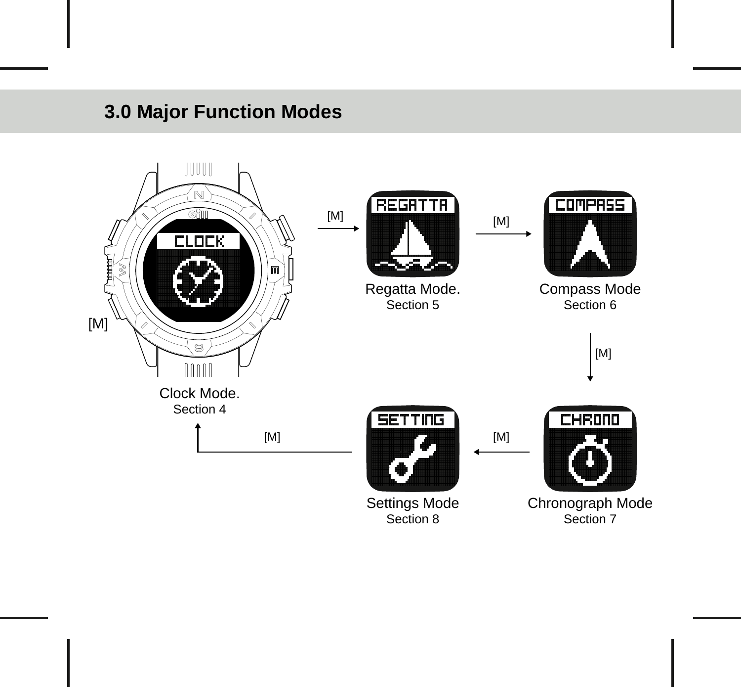# 3.0 Major Function Modes

[M]

Clock Mode.
Section 4

[M]

Regatta Mode.
Section 5

[M]

Compass Mode
Section 6

[M]

Chronograph Mode
Section 7

[M]

Settings Mode
Section 8

[M]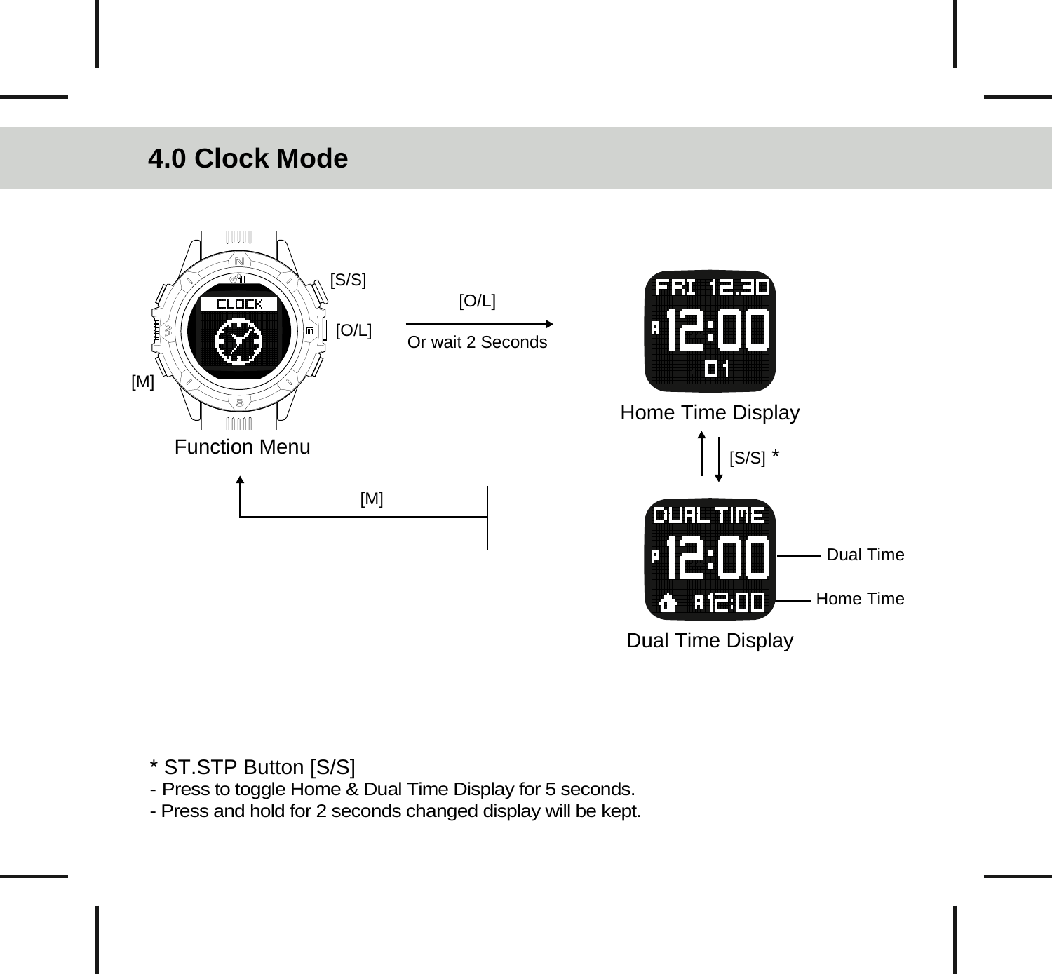# 4.0 Clock Mode

[S/S]

[O/L]

[M]

Function Menu

[O/L]

Or wait 2 Seconds

FRI 12.30

A 12:00

01

Home Time Display

[S/S] *

DUAL TIME

P 12:00

A 12:00

Dual Time

Home Time

Dual Time Display

[M]

* ST.STP Button [S/S]
- Press to toggle Home & Dual Time Display for 5 seconds.
- Press and hold for 2 seconds changed display will be kept.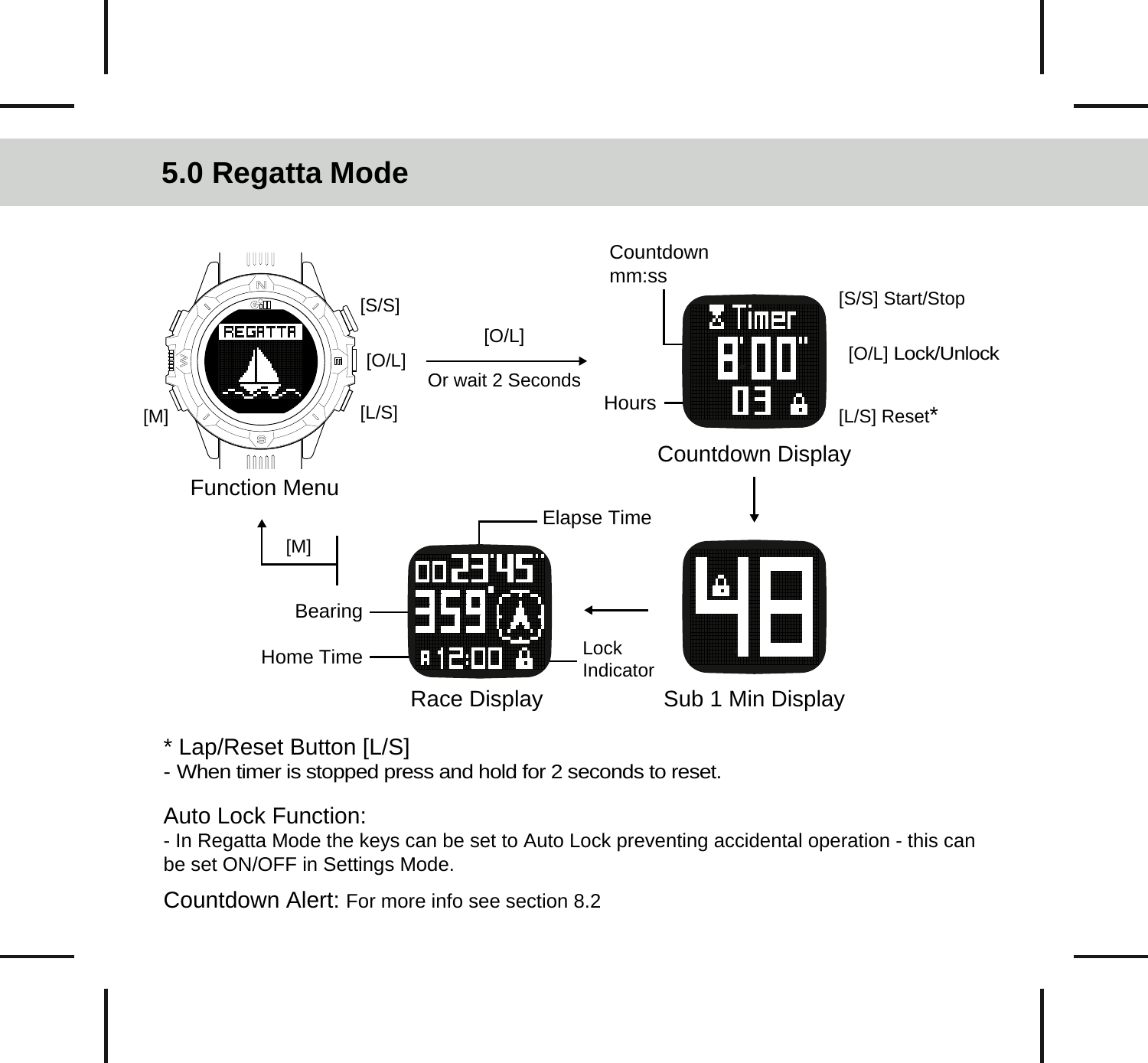## 5.0 Regatta Mode

Function Menu

[S/S]

[O/L]

[L/S]

[M]

[O/L]

Or wait 2 Seconds

Countdown mm:ss

Hours

[S/S] Start/Stop

[O/L] Lock/Unlock

[L/S] Reset*

Countdown Display

Sub 1 Min Display

Race Display

Elapse Time

Bearing

Home Time

Lock Indicator

[M]

* Lap/Reset Button [L/S]
- When timer is stopped press and hold for 2 seconds to reset.

Auto Lock Function:
- In Regatta Mode the keys can be set to Auto Lock preventing accidental operation - this can be set ON/OFF in Settings Mode.

Countdown Alert: For more info see section 8.2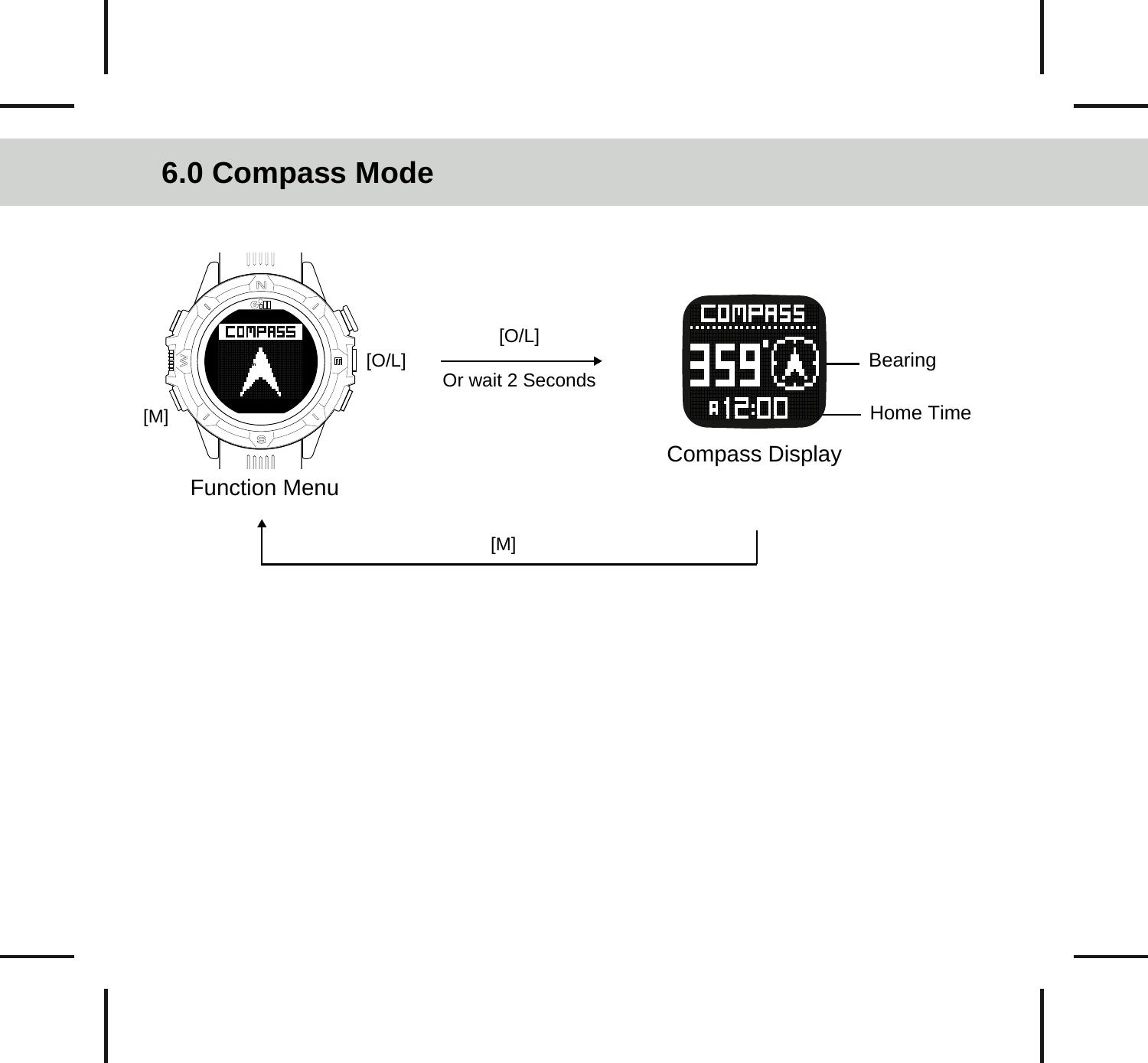## 6.0 Compass Mode

[M]

[O/L]

Function Menu

[O/L]

Or wait 2 Seconds

Bearing

Home Time

Compass Display

[M]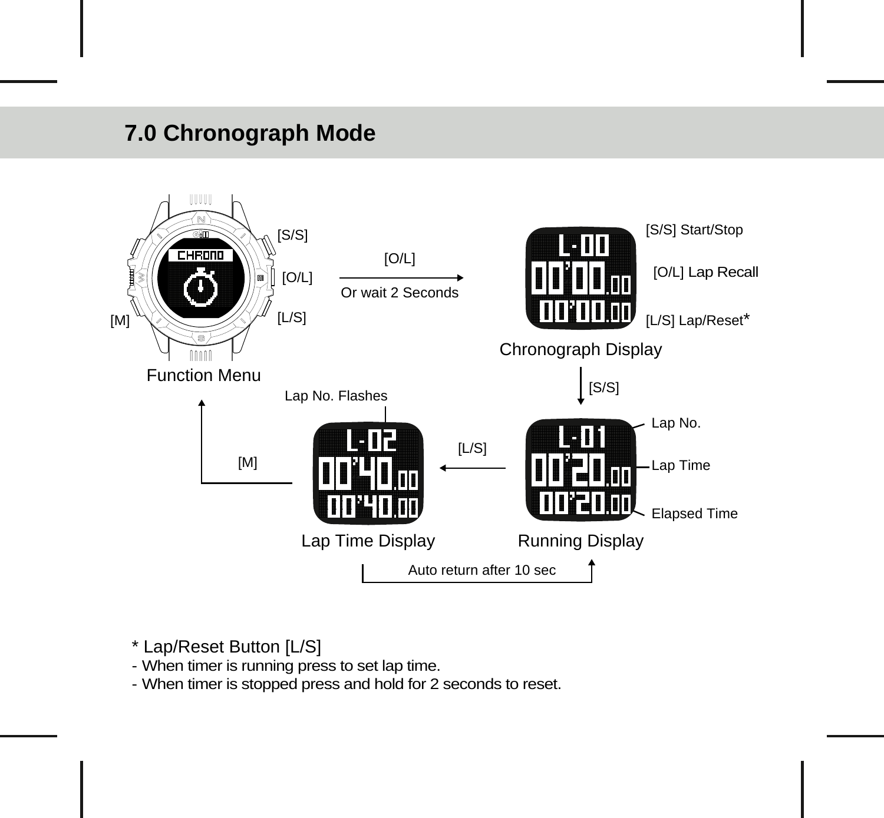## 7.0 Chronograph Mode

Function Menu

[S/S]

[O/L]

[L/S]

[M]

[O/L]

Or wait 2 Seconds

Chronograph Display

[S/S] Start/Stop

[O/L] Lap Recall

[L/S] Lap/Reset*

[S/S]

Running Display

Lap No.

Lap Time

Elapsed Time

[L/S]

Lap Time Display

Lap No. Flashes

[M]

Auto return after 10 sec

\* Lap/Reset Button [L/S]

- When timer is running press to set lap time.
- When timer is stopped press and hold for 2 seconds to reset.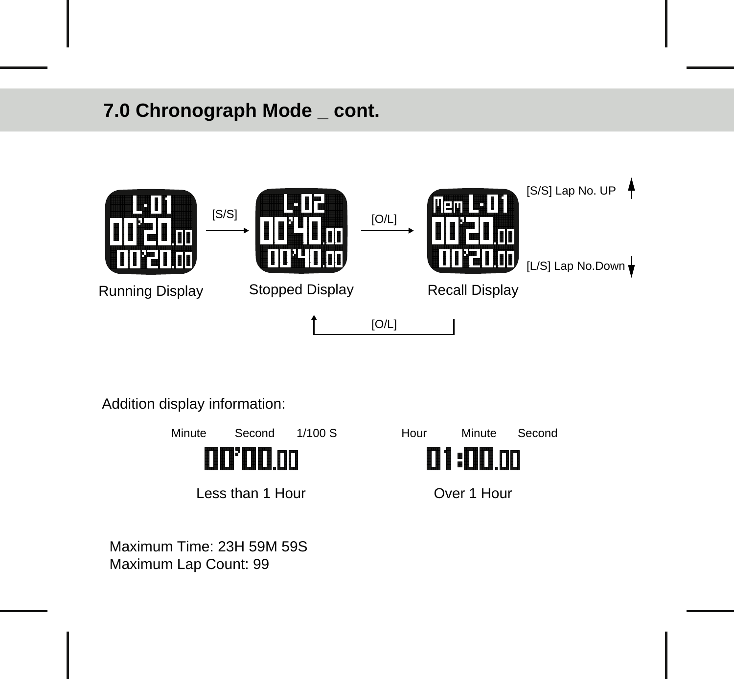## 7.0 Chronograph Mode _ cont.

L-01
00'20.00
00'20.00

Running Display

[S/S]

L-02
00'40.00
00'40.00

Stopped Display

[O/L]

Mem L-01
00'20.00
00'20.00

Recall Display

[S/S] Lap No. UP

[L/S] Lap No.Down

[O/L]

Addition display information:

Minute Second 1/100 S

00'00.00

Less than 1 Hour

Hour Minute Second

01:00.00

Over 1 Hour

Maximum Time: 23H 59M 59S
Maximum Lap Count: 99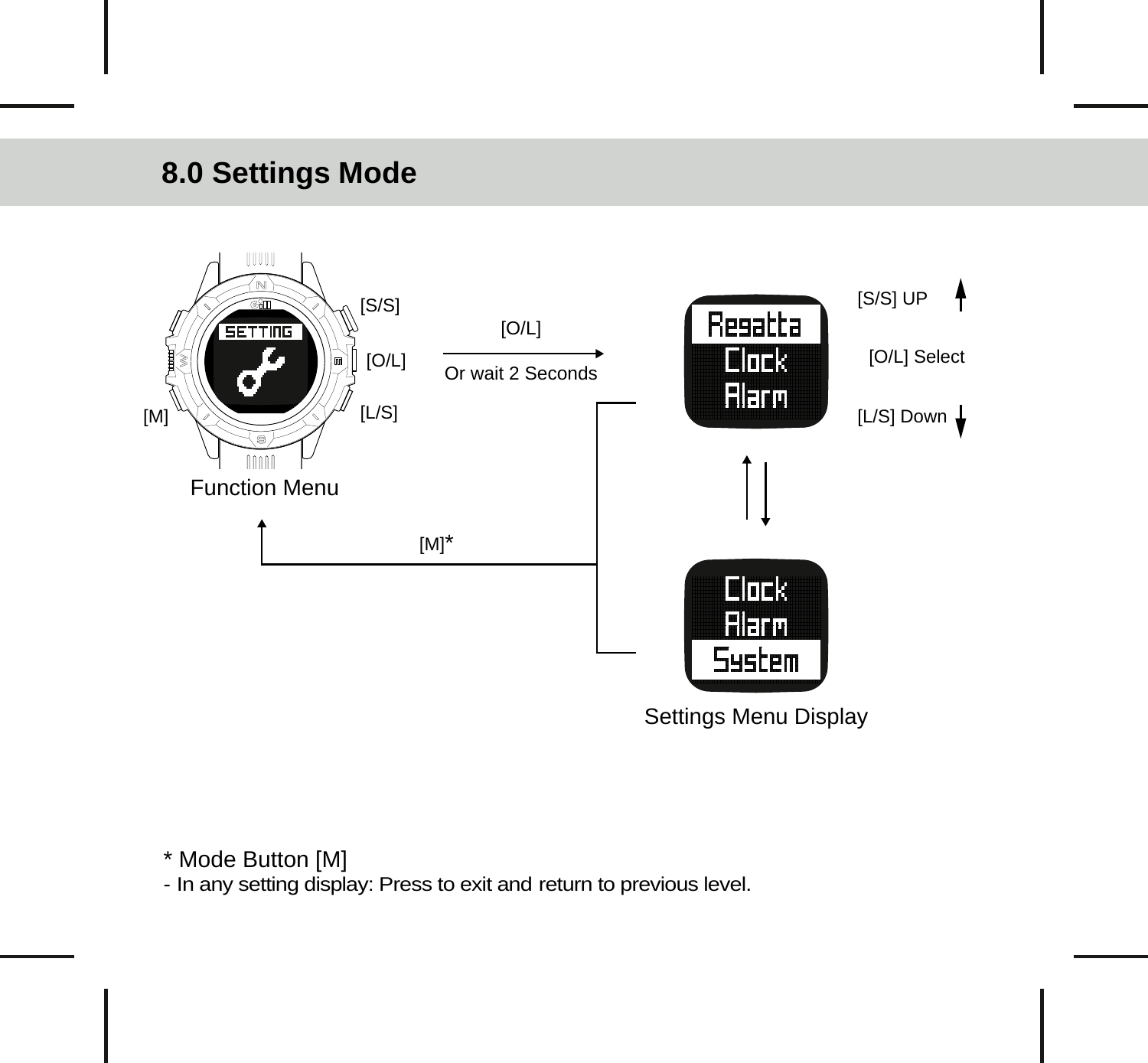## 8.0 Settings Mode

[S/S]

[O/L]

[M]

[L/S]

Function Menu

[O/L]

Or wait 2 Seconds

[M]*

[S/S] UP

[O/L] Select

[L/S] Down

Settings Menu Display

\* Mode Button [M]

- In any setting display: Press to exit and return to previous level.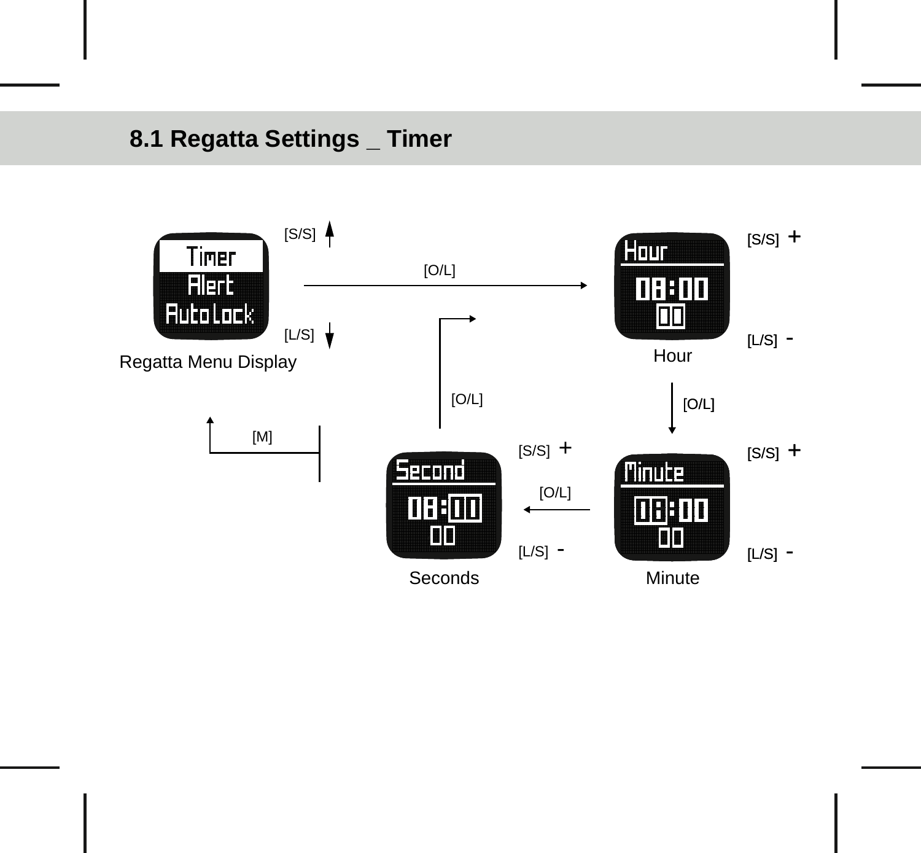## 8.1 Regatta Settings _ Timer

Timer
Alert
AutoLock

Regatta Menu Display

[S/S]

[L/S]

[O/L]

Hour

08:00

00

Hour

[S/S] +

[L/S] -

[O/L]

[O/L]

[M]

Second

08:00

00

Seconds

[S/S] +

[L/S] -

[O/L]

Minute

08:00

00

Minute

[S/S] +

[L/S] -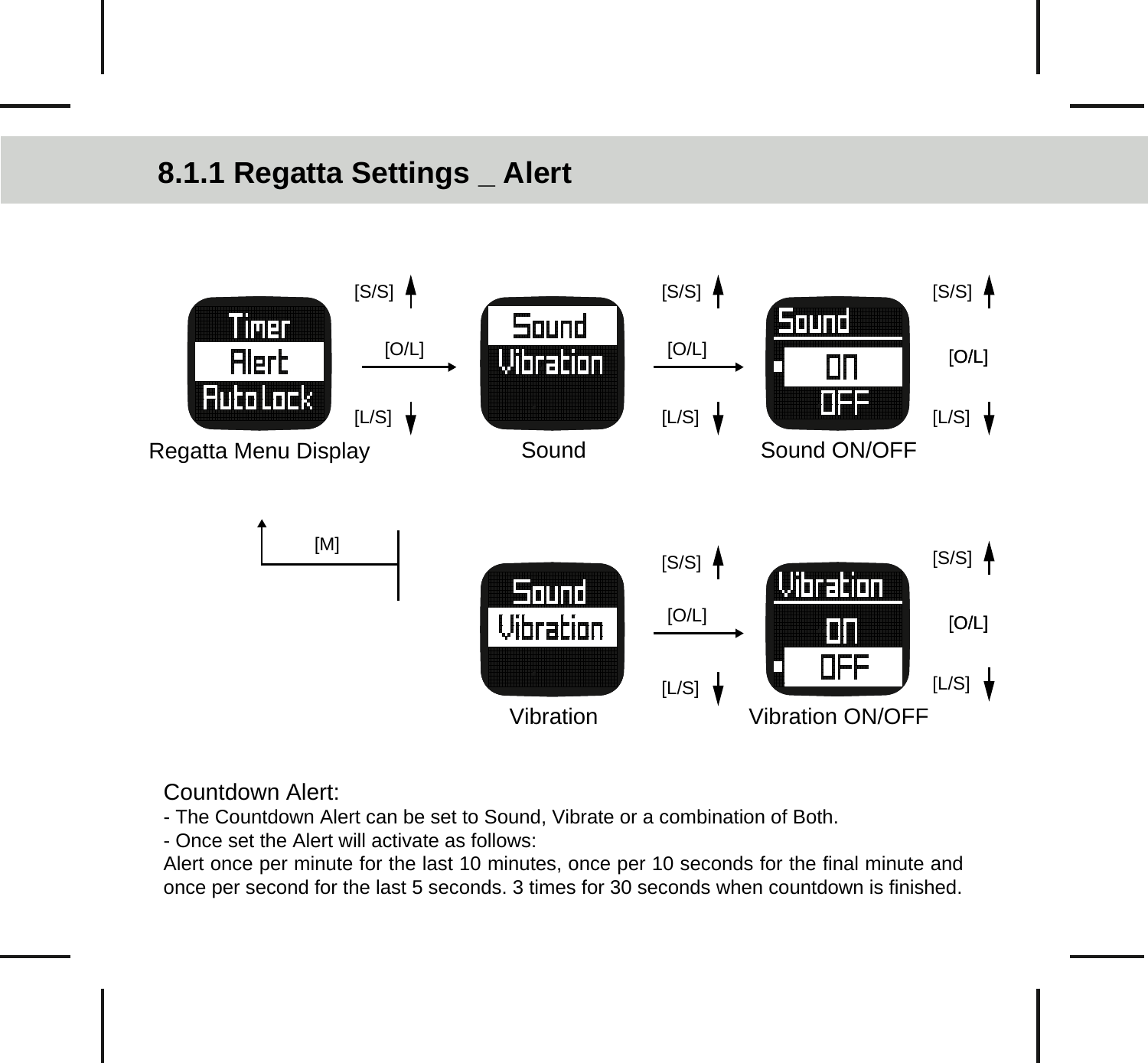## 8.1.1 Regatta Settings _ Alert

[S/S]

[O/L]

[L/S]

Regatta Menu Display

[S/S]

[O/L]

[L/S]

Sound

[S/S]

[O/L]

[L/S]

Sound ON/OFF

[M]

[S/S]

[O/L]

[L/S]

Vibration

[S/S]

[O/L]

[L/S]

Vibration ON/OFF

Countdown Alert:

- The Countdown Alert can be set to Sound, Vibrate or a combination of Both.
- Once set the Alert will activate as follows:

Alert once per minute for the last 10 minutes, once per 10 seconds for the final minute and once per second for the last 5 seconds. 3 times for 30 seconds when countdown is finished.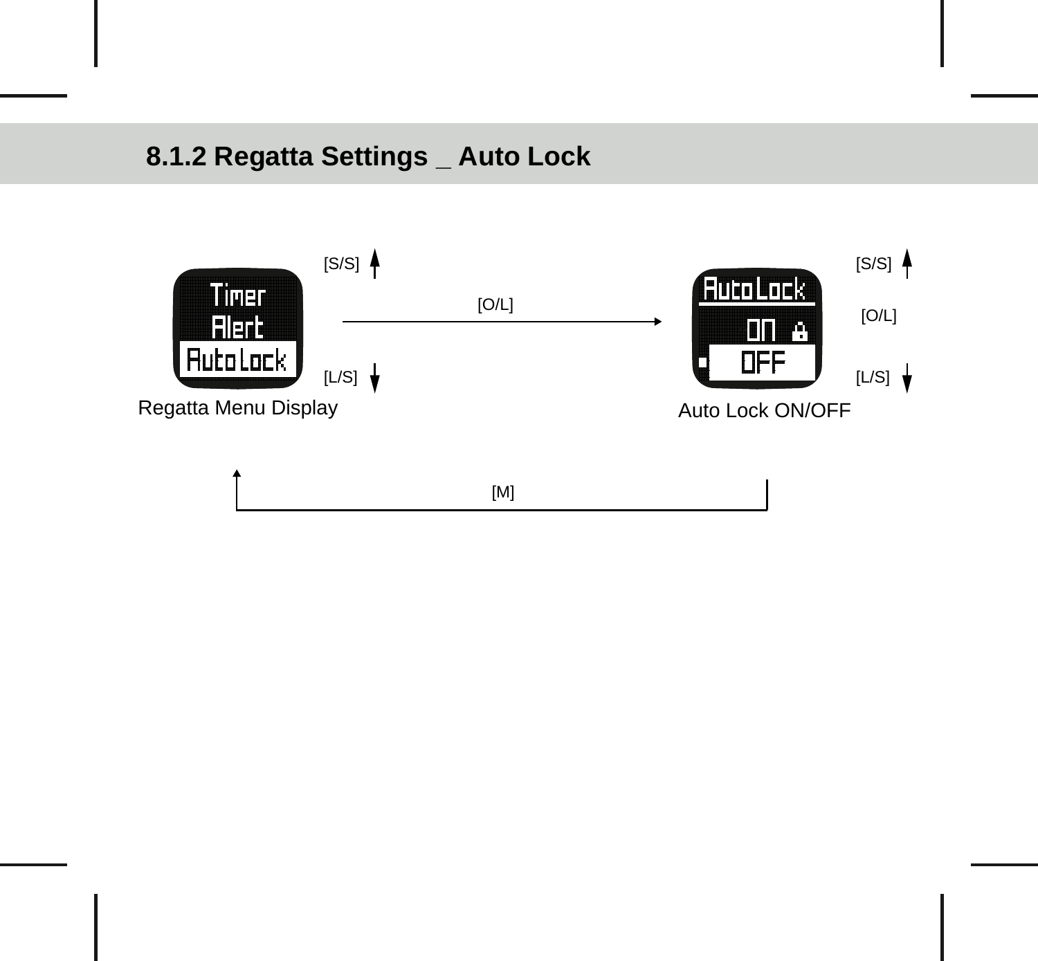## 8.1.2 Regatta Settings _ Auto Lock

[S/S]

[O/L]

[L/S]

Regatta Menu Display

[S/S]

[O/L]

[L/S]

Auto Lock ON/OFF

[M]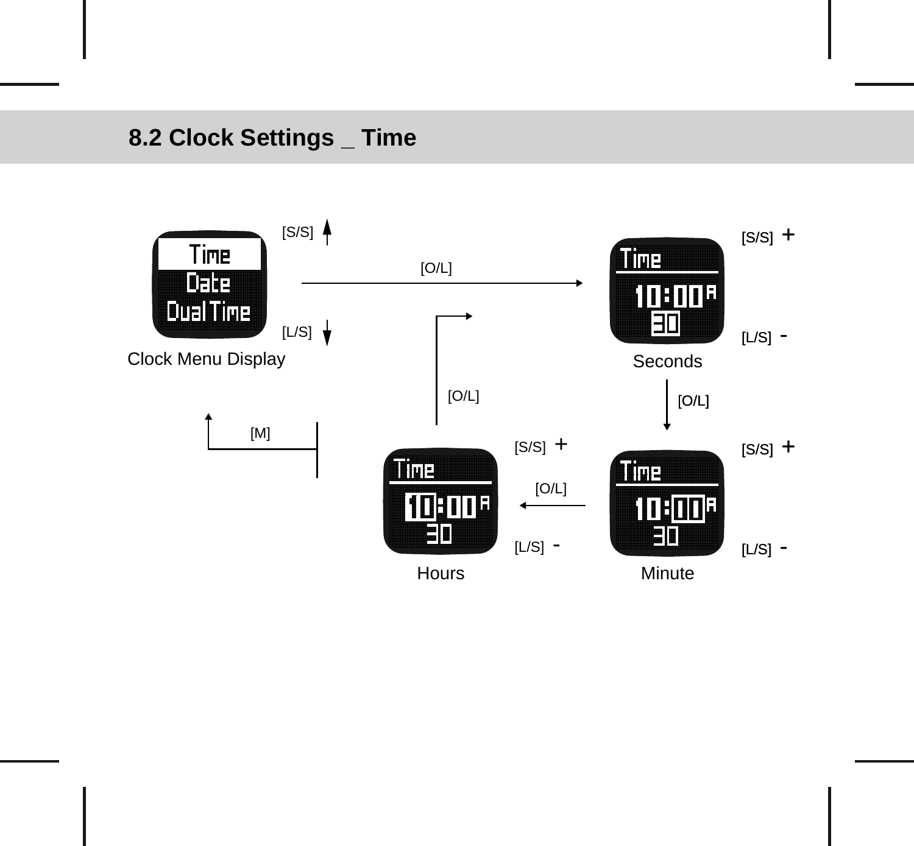## 8.2 Clock Settings _ Time

[S/S]

[O/L]

[L/S]

Clock Menu Display

Time
Date
Dual Time

Time
10:00 A
30

Seconds

[S/S] +

[L/S] -

[O/L]

[O/L]

[M]

Time
10:00 A
30

Hours

[S/S] +

[O/L]

[L/S] -

Time
10:00 A
30

Minute

[S/S] +

[L/S] -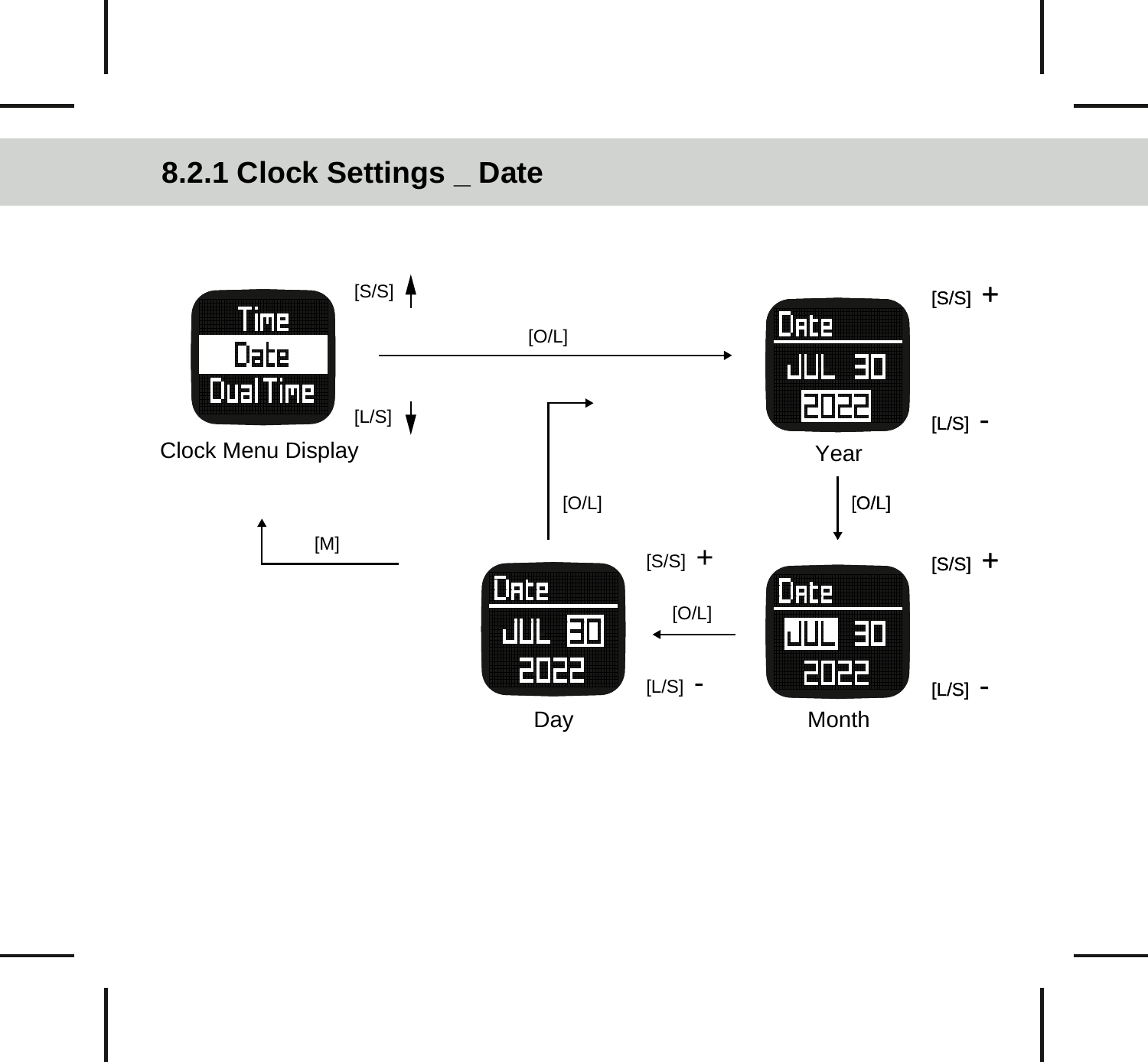## 8.2.1 Clock Settings _ Date

[S/S]

[O/L]

[L/S]

Clock Menu Display

[S/S] +

[L/S] -

Year

[O/L]

[O/L]

[M]

[S/S] +

[O/L]

[L/S] -

Day

[S/S] +

[L/S] -

Month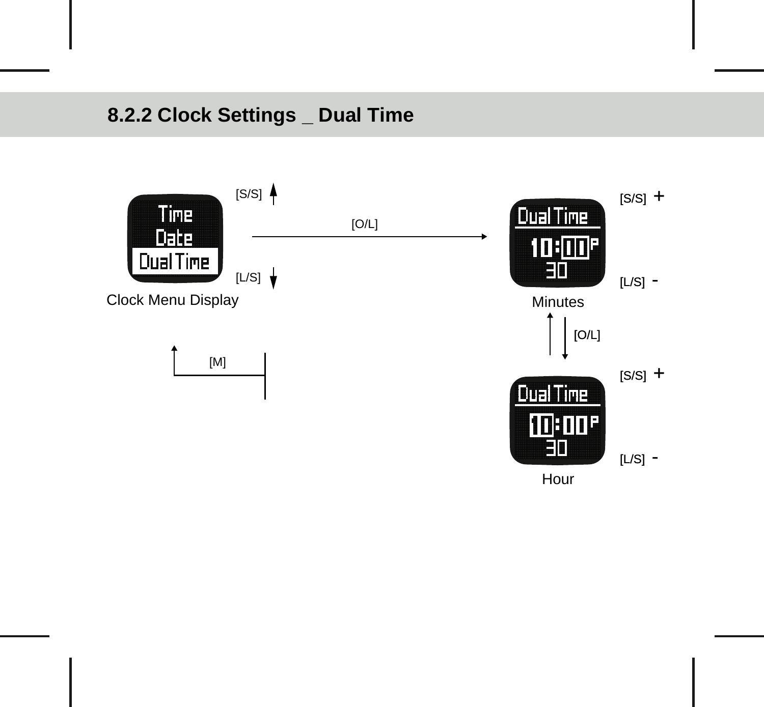## 8.2.2 Clock Settings _ Dual Time

[S/S]

[O/L]

[L/S]

Time
Date
Dual Time

Clock Menu Display

[M]

Dual Time
10:00P
30

Minutes

[S/S] +

[L/S] -

[O/L]

Dual Time
10:00P
30

Hour

[S/S] +

[L/S] -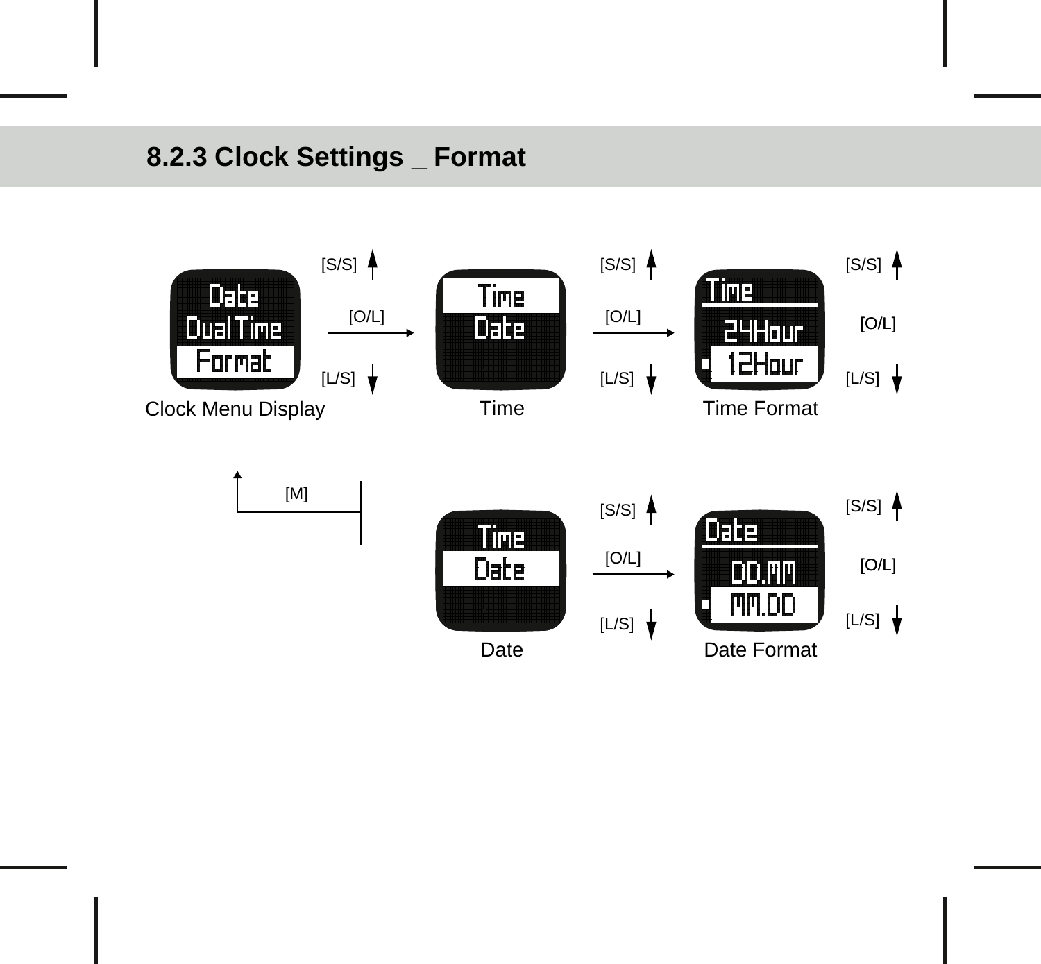## 8.2.3 Clock Settings _ Format

[S/S]
[O/L]
[L/S]

Date
Dual Time
Format

Clock Menu Display

[S/S]
[O/L]
[L/S]

Time
Date

Time

[S/S]
[O/L]
[L/S]

Time
24Hour
12Hour

Time Format

[M]

[S/S]
[O/L]
[L/S]

Time
Date

Date

[S/S]
[O/L]
[L/S]

Date
DD.MM
MM.DD

Date Format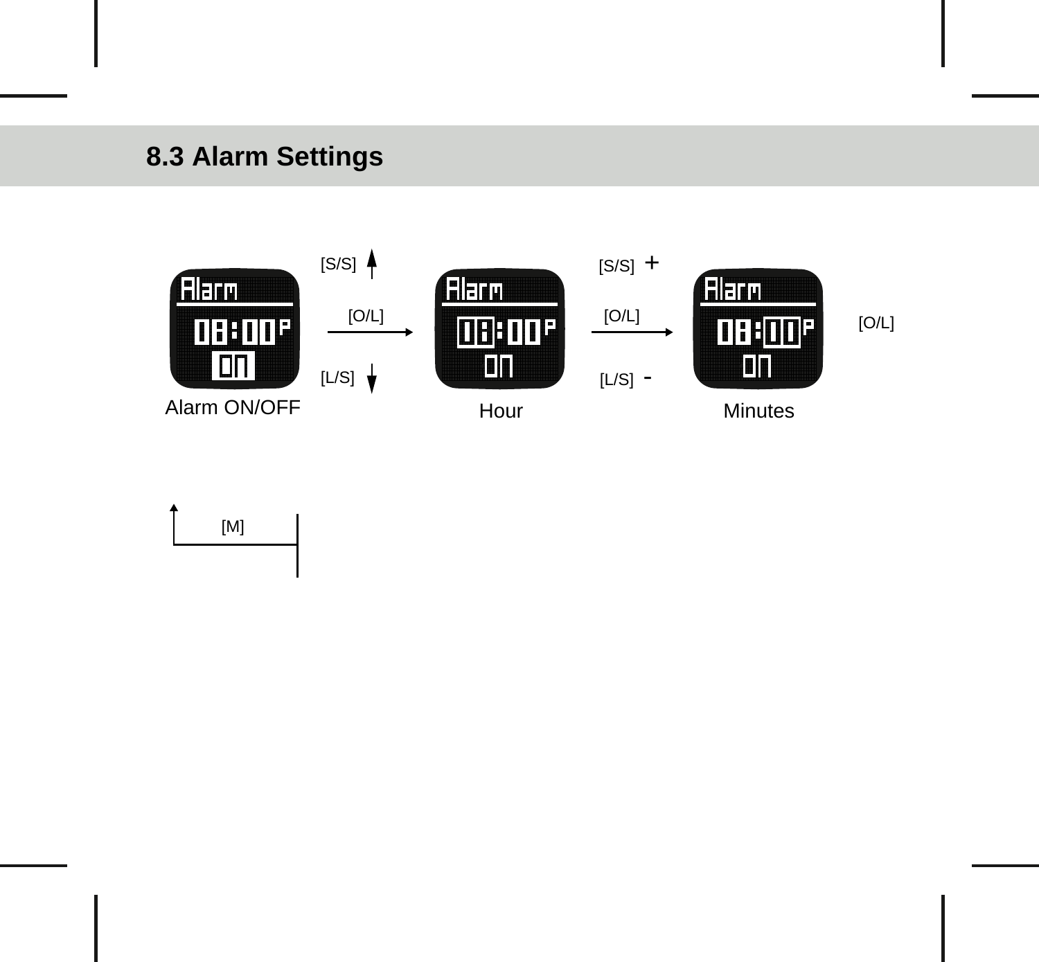## 8.3 Alarm Settings

[S/S] [O/L] [L/S] [S/S] + [O/L] [L/S] - [O/L]

Alarm 08:00P ON

Alarm ON/OFF

Alarm 08:00P ON

Hour

Alarm 08:00P ON

Minutes

[M]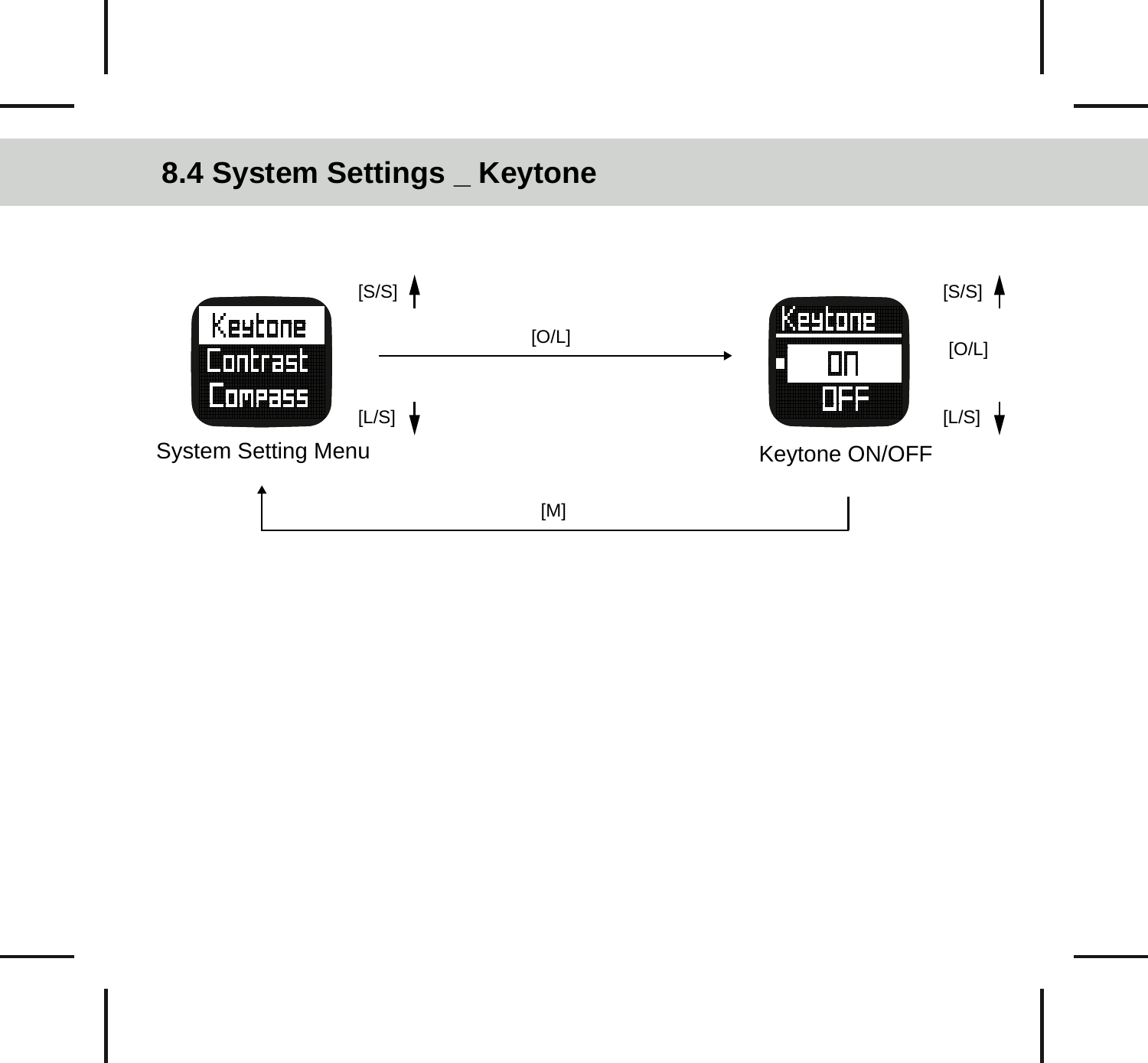## 8.4 System Settings _ Keytone

[S/S]

Keytone
Contrast
Compass

[O/L]

Keytone
ON
OFF

[S/S]

[O/L]

[L/S]

System Setting Menu

[L/S]

Keytone ON/OFF

[M]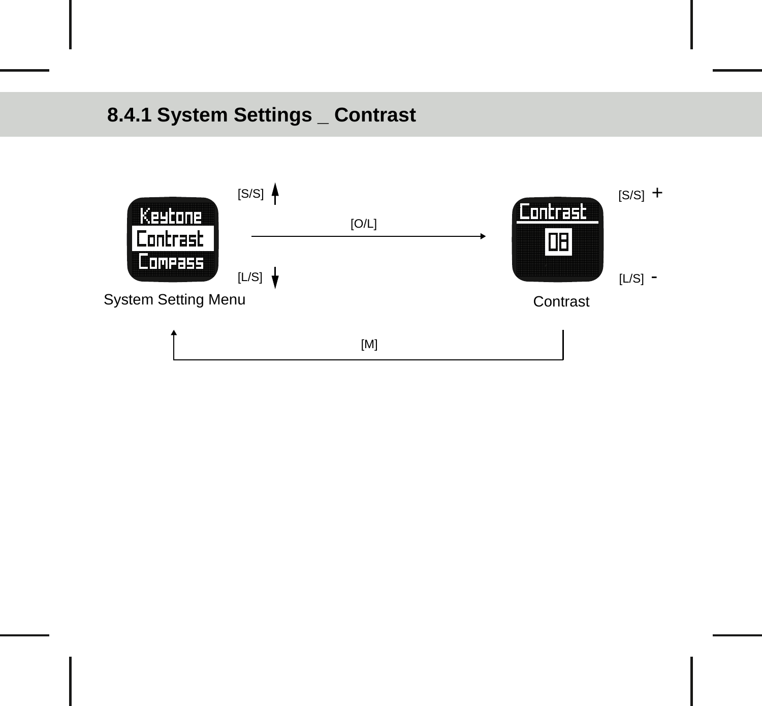## 8.4.1 System Settings _ Contrast

[S/S] ↑

[O/L] →

[L/S] ↓

Keytone
Contrast
Compass

System Setting Menu

Contrast
08

Contrast

[S/S] +

[L/S] -

[M]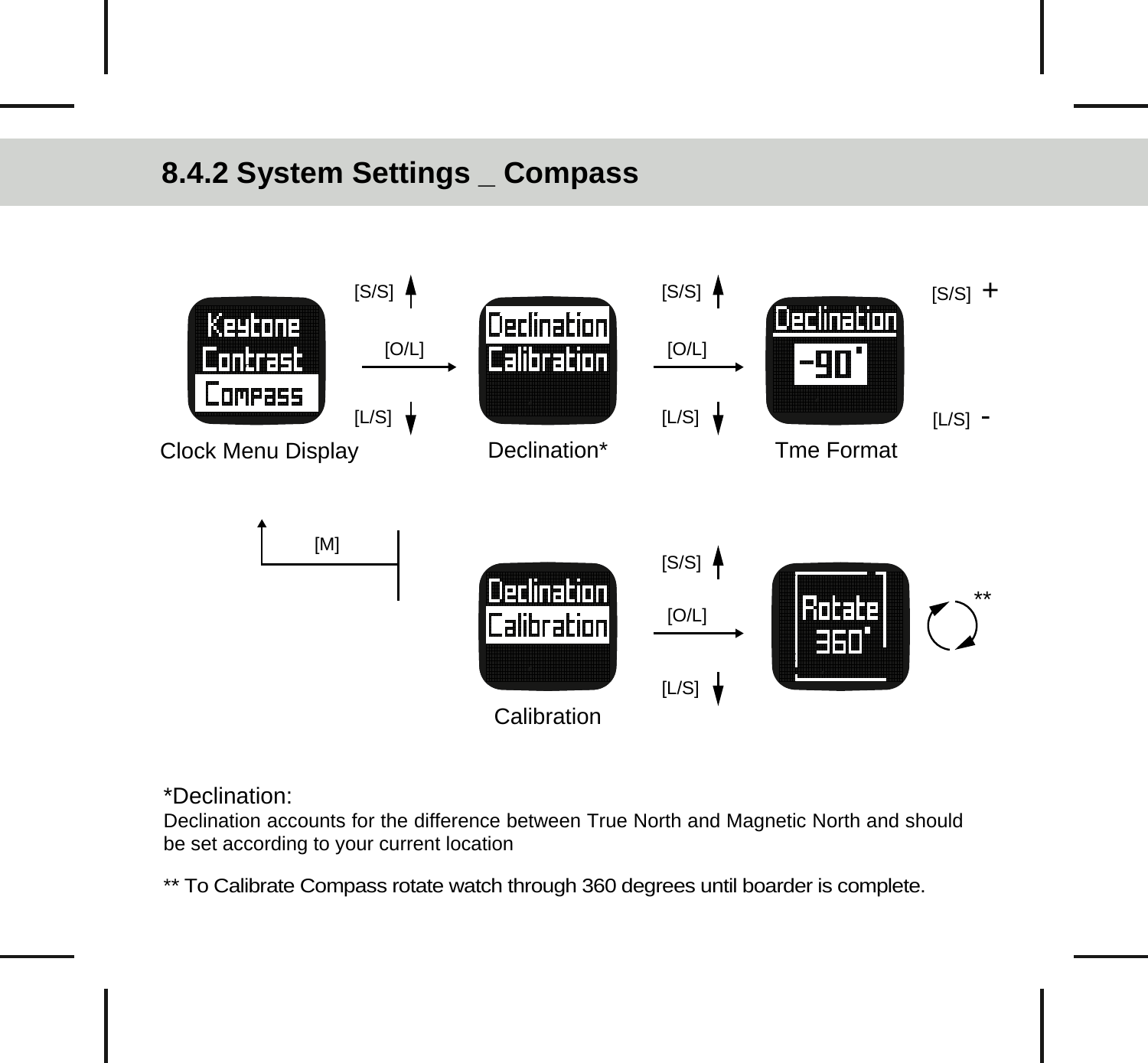## 8.4.2 System Settings _ Compass

Keytone
Contrast
Compass

[S/S] [O/L] [L/S]

Clock Menu Display

Declination
Calibration

[S/S] [O/L] [L/S]

Declination*

Declination
-90°

[S/S] + [L/S] -

Tme Format

[M]

Declination
Calibration

[S/S] [O/L] [L/S]

Calibration

Rotate
360°

**

*Declination:
Declination accounts for the difference between True North and Magnetic North and should be set according to your current location

** To Calibrate Compass rotate watch through 360 degrees until boarder is complete.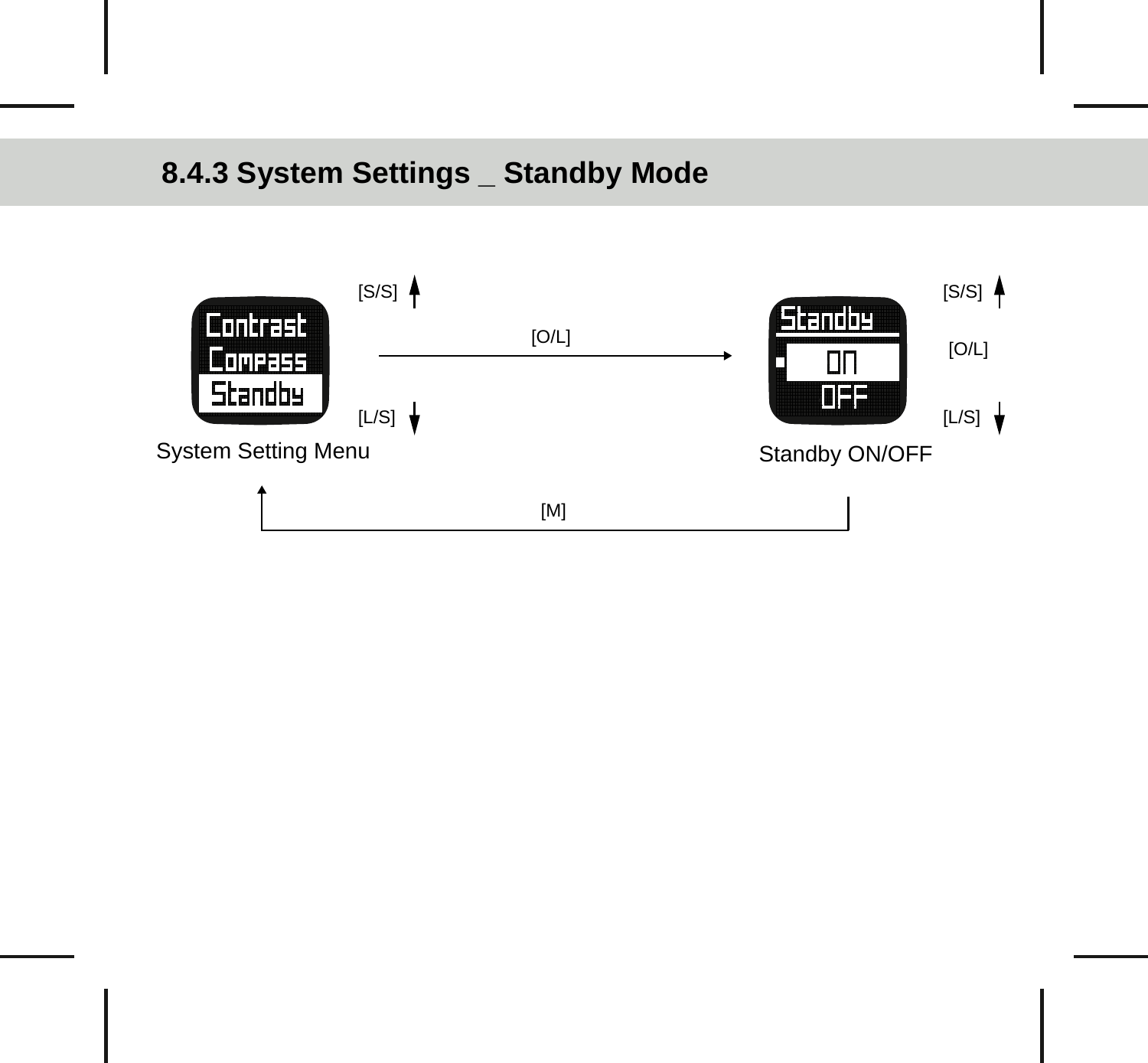## 8.4.3 System Settings _ Standby Mode

[S/S]

Contrast
Compass
Standby

[O/L]

Standby
ON
OFF

[S/S]

[O/L]

[L/S]

[L/S]

System Setting Menu

Standby ON/OFF

[M]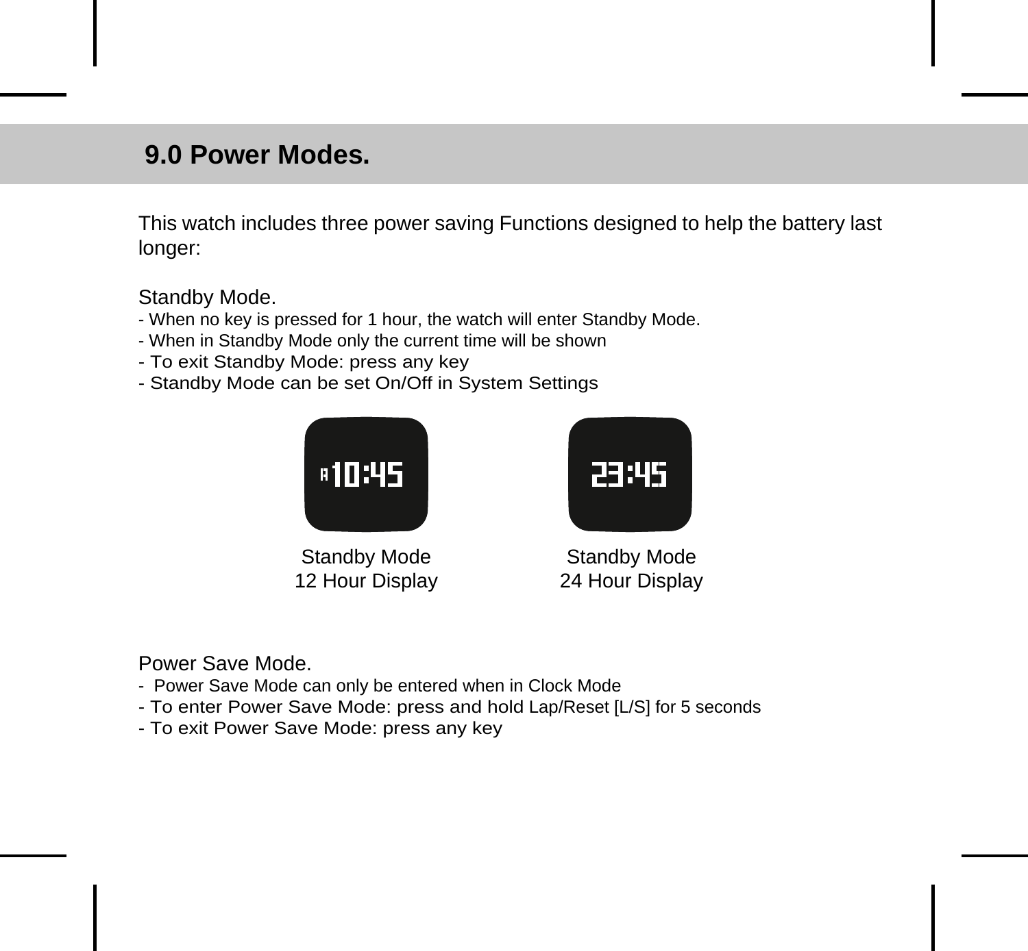## 9.0 Power Modes.

This watch includes three power saving Functions designed to help the battery last longer:

Standby Mode.

- When no key is pressed for 1 hour, the watch will enter Standby Mode.
- When in Standby Mode only the current time will be shown
- To exit Standby Mode: press any key
- Standby Mode can be set On/Off in System Settings

A 10:45

Standby Mode
12 Hour Display

23:45

Standby Mode
24 Hour Display

Power Save Mode.

- Power Save Mode can only be entered when in Clock Mode
- To enter Power Save Mode: press and hold Lap/Reset [L/S] for 5 seconds
- To exit Power Save Mode: press any key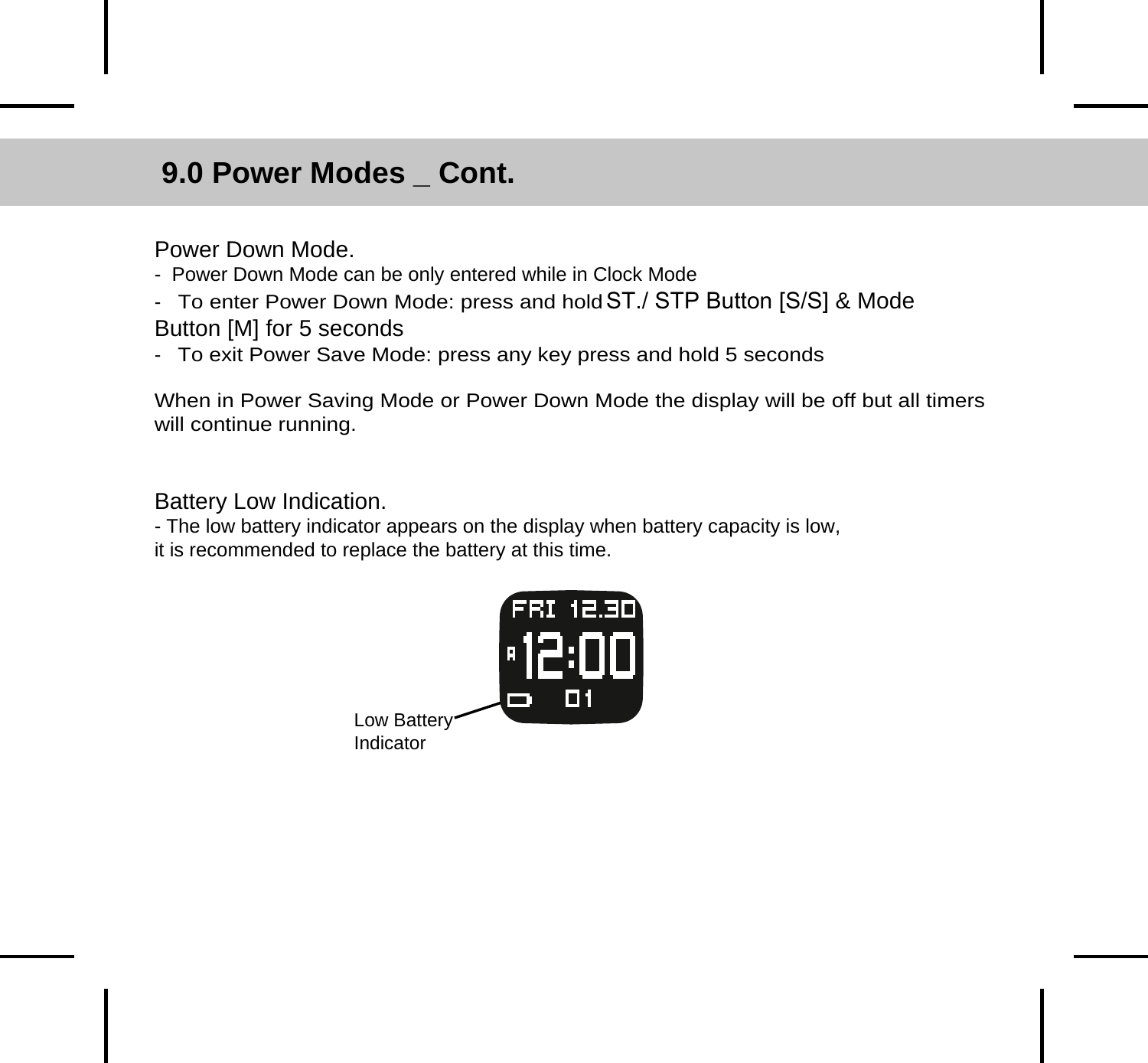## 9.0 Power Modes _ Cont.

Power Down Mode.

- Power Down Mode can be only entered while in Clock Mode
- To enter Power Down Mode: press and hold ST./ STP Button [S/S] & Mode Button [M] for 5 seconds
- To exit Power Save Mode: press any key press and hold 5 seconds

When in Power Saving Mode or Power Down Mode the display will be off but all timers will continue running.

Battery Low Indication.

- The low battery indicator appears on the display when battery capacity is low, it is recommended to replace the battery at this time.

Low Battery Indicator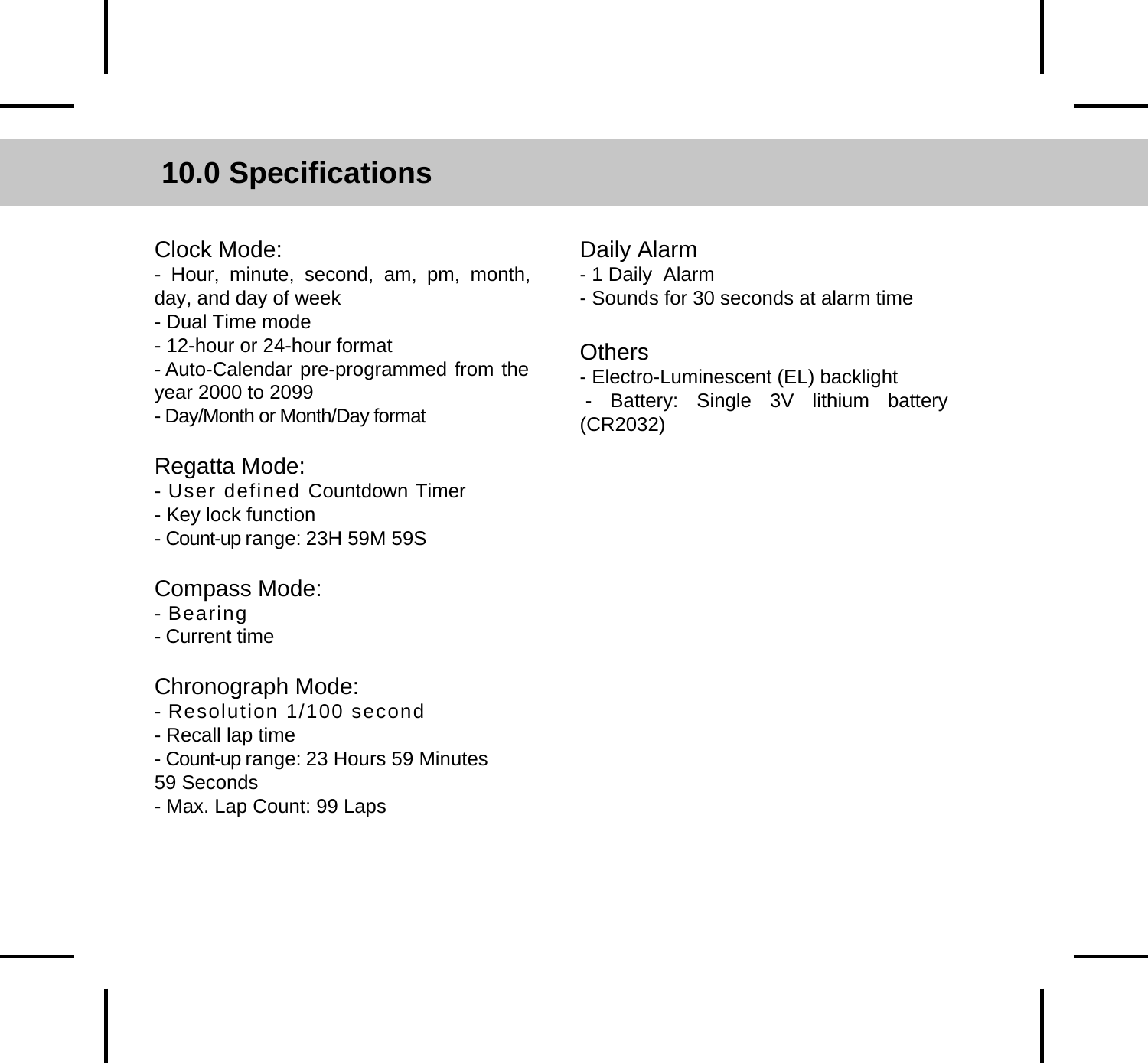## 10.0 Specifications

Clock Mode:
- Hour, minute, second, am, pm, month, day, and day of week
- Dual Time mode
- 12-hour or 24-hour format
- Auto-Calendar pre-programmed from the year 2000 to 2099
- Day/Month or Month/Day format

Regatta Mode:
- User defined Countdown Timer
- Key lock function
- Count-up range: 23H 59M 59S

Compass Mode:
- Bearing
- Current time

Chronograph Mode:
- Resolution 1/100 second
- Recall lap time
- Count-up range: 23 Hours 59 Minutes 59 Seconds
- Max. Lap Count: 99 Laps

Daily Alarm
- 1 Daily Alarm
- Sounds for 30 seconds at alarm time

Others
- Electro-Luminescent (EL) backlight
- Battery: Single 3V lithium battery (CR2032)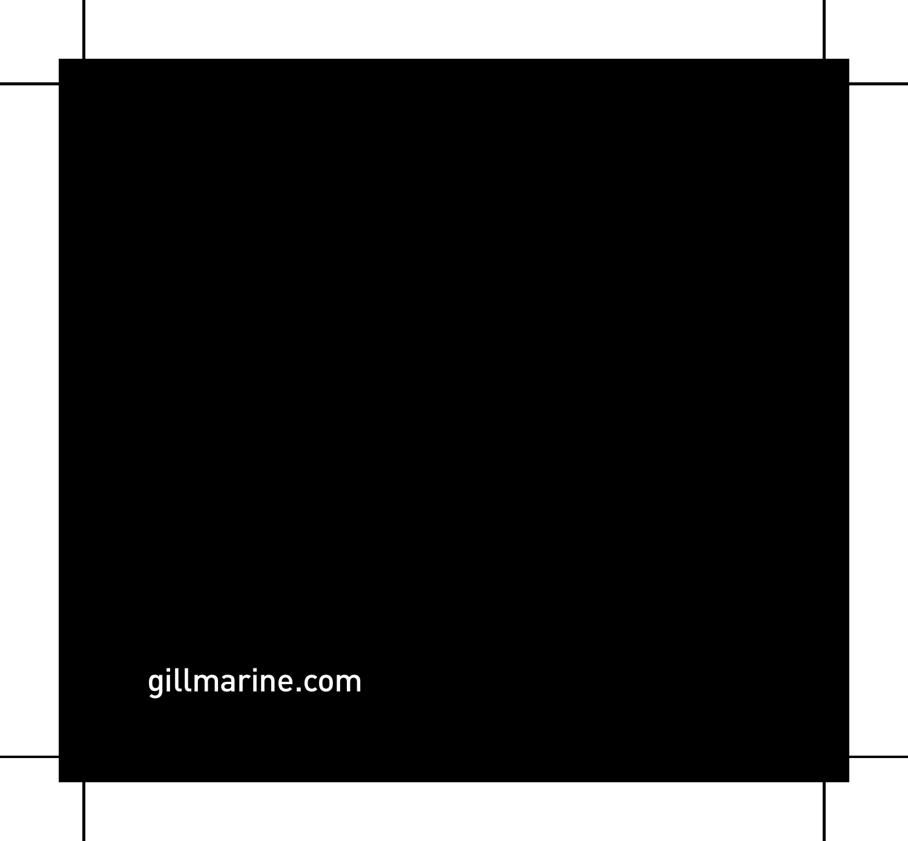gillmarine.com